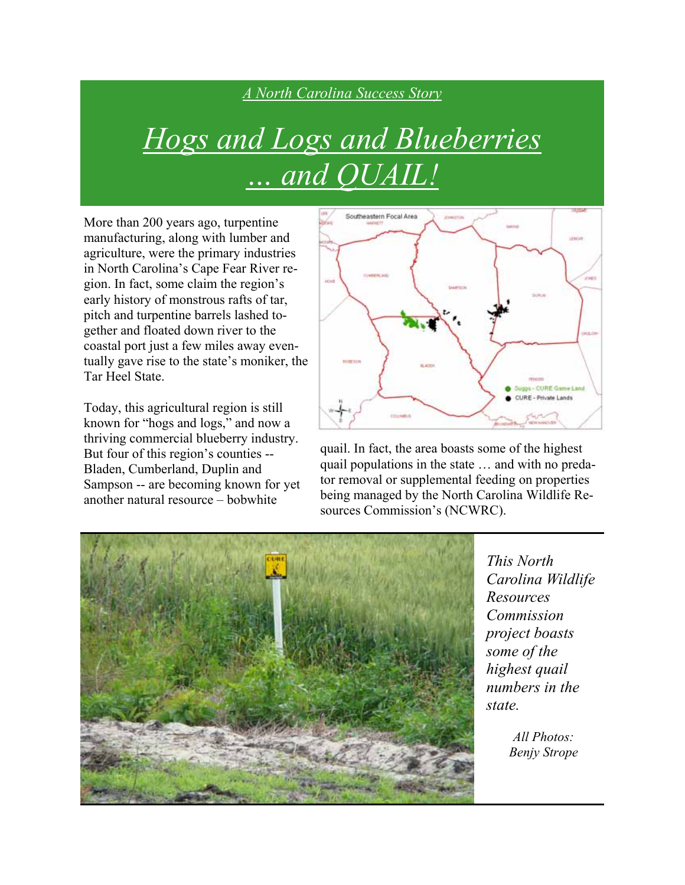*A North Carolina Success Story*

# *Hogs and Logs and Blueberries ... and QUAIL!*

More than 200 years ago, turpentine manufacturing, along with lumber and agriculture, were the primary industries in North Carolina's Cape Fear River region. In fact, some claim the region's early history of monstrous rafts of tar, pitch and turpentine barrels lashed together and floated down river to the coastal port just a few miles away eventually gave rise to the state's moniker, the Tar Heel State.

Today, this agricultural region is still known for "hogs and logs," and now a thriving commercial blueberry industry. But four of this region's counties -- Bladen, Cumberland, Duplin and Sampson -- are becoming known for yet another natural resource – bobwhite quail. In fact, the area boasts some of the highest quail populations in the state … and with no predator removal or supplemental feeding on properties being managed by the North Carolina Wildlife Resources Commission's (NCWRC).

*This North Carolina Wildlife Resources Commission project boasts some of the highest quail numbers in the state.*

*All Photos: Benjy Strope*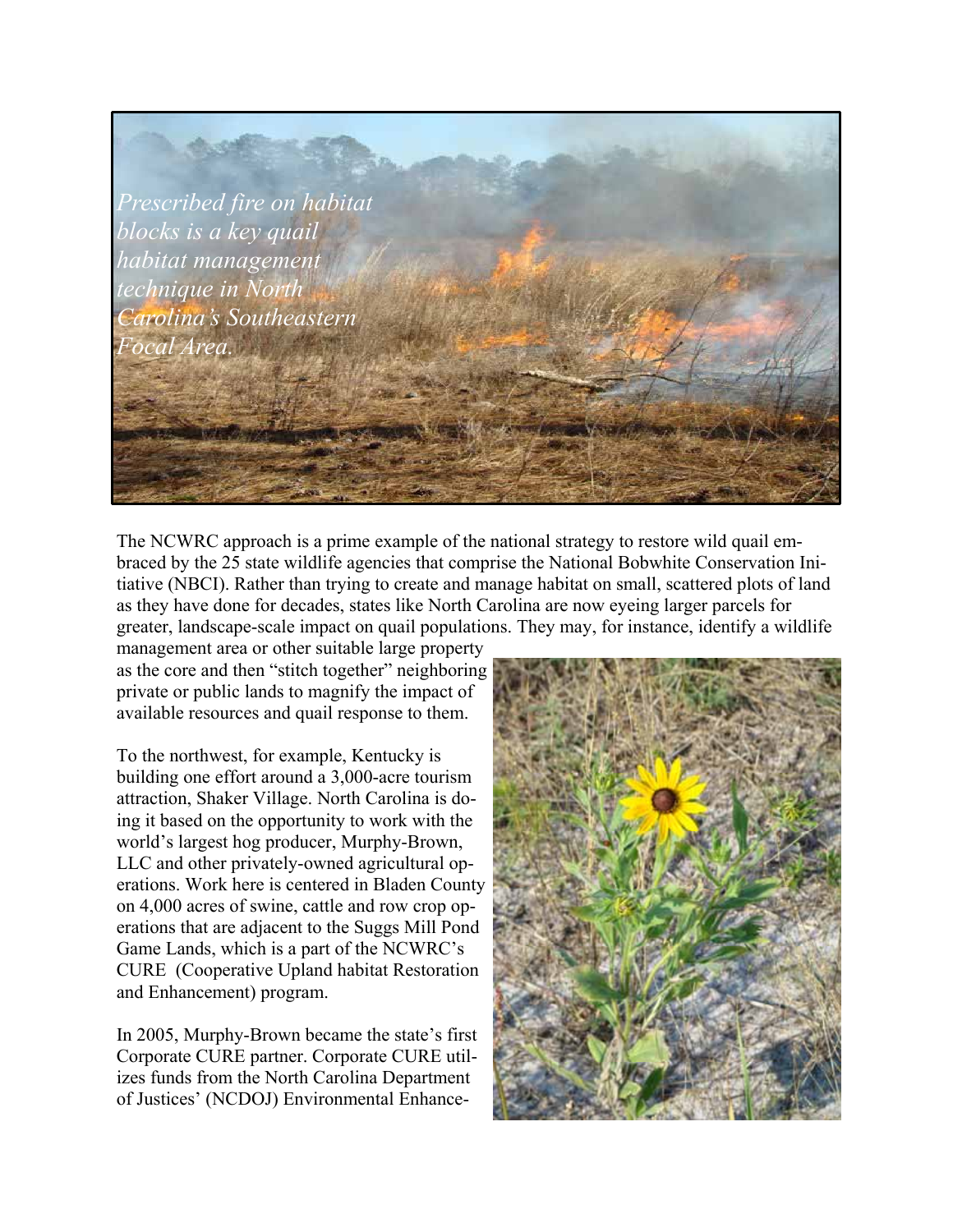*Prescribed fire on habitat blocks is a key quail habitat management technique in North Carolina's Southeastern Focal Area.*

The NCWRC approach is a prime example of the national strategy to restore wild quail embraced by the 25 state wildlife agencies that comprise the National Bobwhite Conservation Initiative (NBCI). Rather than trying to create and manage habitat on small, scattered plots of land as they have done for decades, states like North Carolina are now eyeing larger parcels for greater, landscape-scale impact on quail populations. They may, for instance, identify a wildlife management area or other suitable large property as the core and then "stitch together" neighboring private or public lands to magnify the impact of available resources and quail response to them.

To the northwest, for example, Kentucky is building one effort around a 3,000-acre tourism attraction, Shaker Village. North Carolina is doing it based on the opportunity to work with the world's largest hog producer, Murphy-Brown, LLC and other privately-owned agricultural operations. Work here is centered in Bladen County on 4,000 acres of swine, cattle and row crop operations that are adjacent to the Suggs Mill Pond Game Lands, which is a part of the NCWRC's CURE (Cooperative Upland habitat Restoration and Enhancement) program.

In 2005, Murphy-Brown became the state's first Corporate CURE partner. Corporate CURE utilizes funds from the North Carolina Department of Justices' (NCDOJ) Environmental Enhance-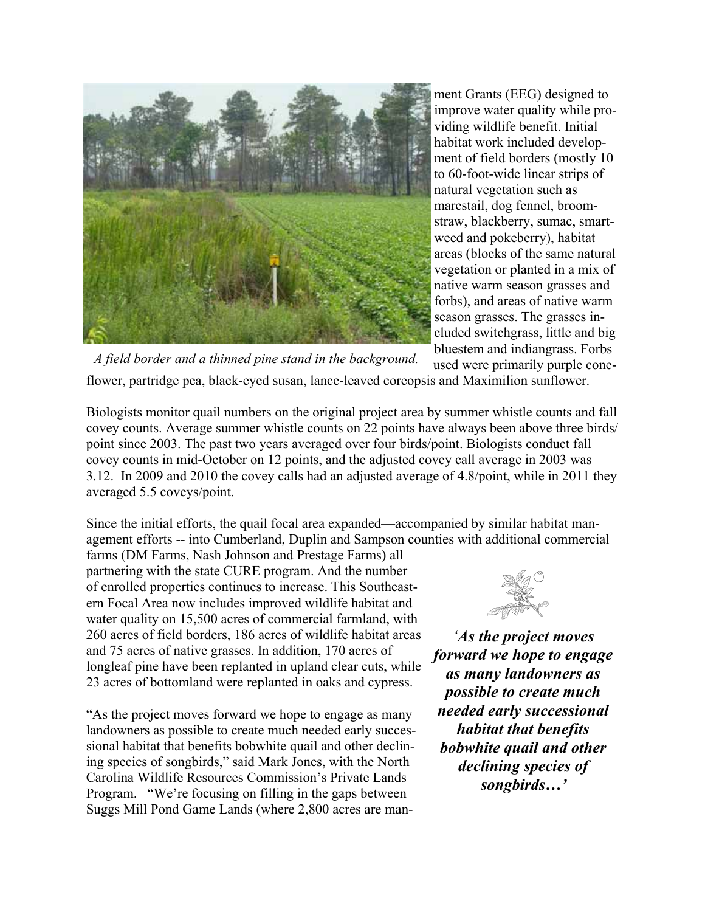ment Grants (EEG) designed to improve water quality while providing wildlife benefit. Initial habitat work included development of field borders (mostly 10 to 60-foot-wide linear strips of natural vegetation such as marestail, dog fennel, broomstraw, blackberry, sumac, smartweed and pokeberry), habitat areas (blocks of the same natural vegetation or planted in a mix of native warm season grasses and forbs), and areas of native warm season grasses. The grasses included switchgrass, little and big bluestem and indiangrass. Forbs used were primarily purple coneflower, partridge pea, black-eyed susan, lance-leaved coreopsis and Maximilion sunflower.

*A field border and a thinned pine stand in the background.*

Biologists monitor quail numbers on the original project area by summer whistle counts and fall covey counts. Average summer whistle counts on 22 points have always been above three birds/point since 2003. The past two years averaged over four birds/point. Biologists conduct fall covey counts in mid-October on 12 points, and the adjusted covey call average in 2003 was 3.12. In 2009 and 2010 the covey calls had an adjusted average of 4.8/point, while in 2011 they averaged 5.5 coveys/point.

Since the initial efforts, the quail focal area expanded—accompanied by similar habitat management efforts -- into Cumberland, Duplin and Sampson counties with additional commercial farms (DM Farms, Nash Johnson and Prestage Farms) all partnering with the state CURE program. And the number of enrolled properties continues to increase. This Southeastern Focal Area now includes improved wildlife habitat and water quality on 15,500 acres of commercial farmland, with 260 acres of field borders, 186 acres of wildlife habitat areas and 75 acres of native grasses. In addition, 170 acres of longleaf pine have been replanted in upland clear cuts, while 23 acres of bottomland were replanted in oaks and cypress.

***'As the project moves forward we hope to engage as many landowners as possible to create much needed early successional habitat that benefits bobwhite quail and other declining species of songbirds…'***

"As the project moves forward we hope to engage as many landowners as possible to create much needed early successional habitat that benefits bobwhite quail and other declining species of songbirds," said Mark Jones, with the North Carolina Wildlife Resources Commission's Private Lands Program. "We're focusing on filling in the gaps between Suggs Mill Pond Game Lands (where 2,800 acres are man-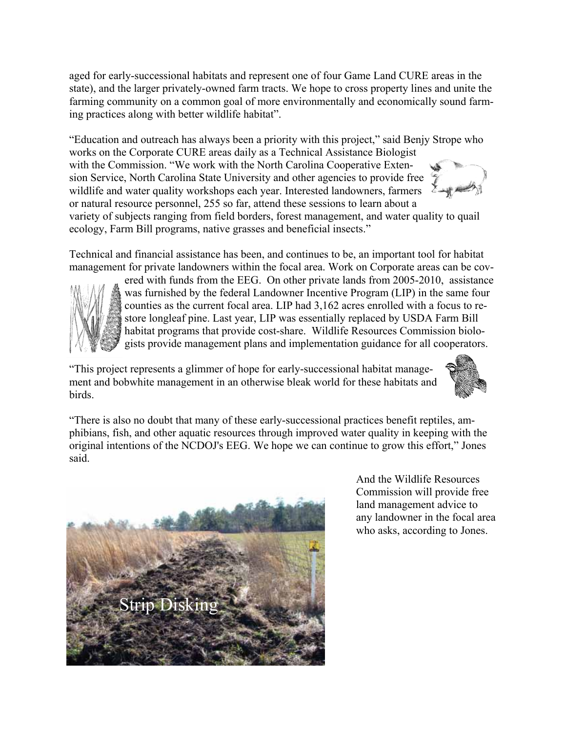aged for early-successional habitats and represent one of four Game Land CURE areas in the state), and the larger privately-owned farm tracts. We hope to cross property lines and unite the farming community on a common goal of more environmentally and economically sound farming practices along with better wildlife habitat".

"Education and outreach has always been a priority with this project," said Benjy Strope who works on the Corporate CURE areas daily as a Technical Assistance Biologist with the Commission. "We work with the North Carolina Cooperative Extension Service, North Carolina State University and other agencies to provide free wildlife and water quality workshops each year. Interested landowners, farmers or natural resource personnel, 255 so far, attend these sessions to learn about a variety of subjects ranging from field borders, forest management, and water quality to quail ecology, Farm Bill programs, native grasses and beneficial insects."

Technical and financial assistance has been, and continues to be, an important tool for habitat management for private landowners within the focal area. Work on Corporate areas can be covered with funds from the EEG. On other private lands from 2005-2010, assistance was furnished by the federal Landowner Incentive Program (LIP) in the same four counties as the current focal area. LIP had 3,162 acres enrolled with a focus to restore longleaf pine. Last year, LIP was essentially replaced by USDA Farm Bill habitat programs that provide cost-share. Wildlife Resources Commission biologists provide management plans and implementation guidance for all cooperators.

"This project represents a glimmer of hope for early-successional habitat management and bobwhite management in an otherwise bleak world for these habitats and birds.

"There is also no doubt that many of these early-successional practices benefit reptiles, amphibians, fish, and other aquatic resources through improved water quality in keeping with the original intentions of the NCDOJ's EEG. We hope we can continue to grow this effort," Jones said.

Strip Disking

And the Wildlife Resources Commission will provide free land management advice to any landowner in the focal area who asks, according to Jones.